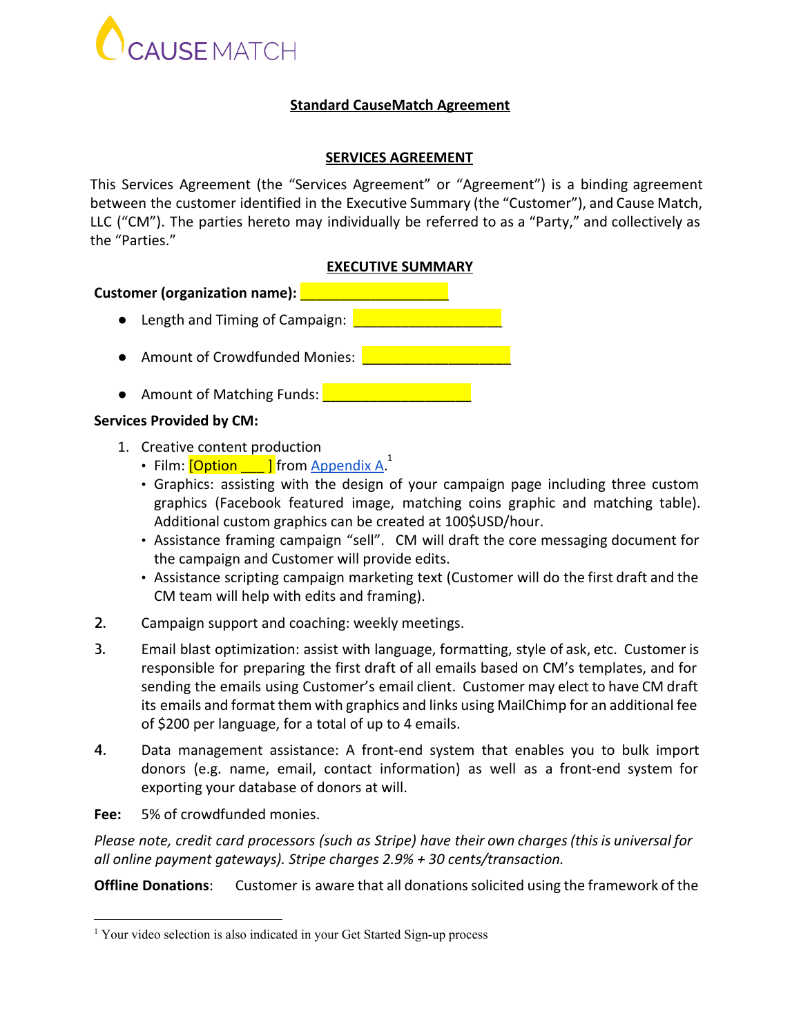CAUSE MATCH

**Standard CauseMatch Agreement**

## SERVICES AGREEMENT

This Services Agreement (the "Services Agreement" or "Agreement") is a binding agreement between the customer identified in the Executive Summary (the "Customer"), and Cause Match, LLC ("CM"). The parties hereto may individually be referred to as a "Party," and collectively as the "Parties."

## EXECUTIVE SUMMARY

**Customer (organization name):** ___________________

- Length and Timing of Campaign: ___________________
- Amount of Crowdfunded Monies: ___________________
- Amount of Matching Funds: ___________________

**Services Provided by CM:**

1. Creative content production
   - Film: [Option ___ ] from Appendix A.[1]
   - Graphics: assisting with the design of your campaign page including three custom graphics (Facebook featured image, matching coins graphic and matching table). Additional custom graphics can be created at 100$USD/hour.
   - Assistance framing campaign "sell". CM will draft the core messaging document for the campaign and Customer will provide edits.
   - Assistance scripting campaign marketing text (Customer will do the first draft and the CM team will help with edits and framing).
2. Campaign support and coaching: weekly meetings.
3. Email blast optimization: assist with language, formatting, style of ask, etc. Customer is responsible for preparing the first draft of all emails based on CM's templates, and for sending the emails using Customer's email client. Customer may elect to have CM draft its emails and format them with graphics and links using MailChimp for an additional fee of $200 per language, for a total of up to 4 emails.
4. Data management assistance: A front-end system that enables you to bulk import donors (e.g. name, email, contact information) as well as a front-end system for exporting your database of donors at will.

**Fee:** 5% of crowdfunded monies.

*Please note, credit card processors (such as Stripe) have their own charges (this is universal for all online payment gateways). Stripe charges 2.9% + 30 cents/transaction.*

**Offline Donations**: Customer is aware that all donations solicited using the framework of the

[1] Your video selection is also indicated in your Get Started Sign-up process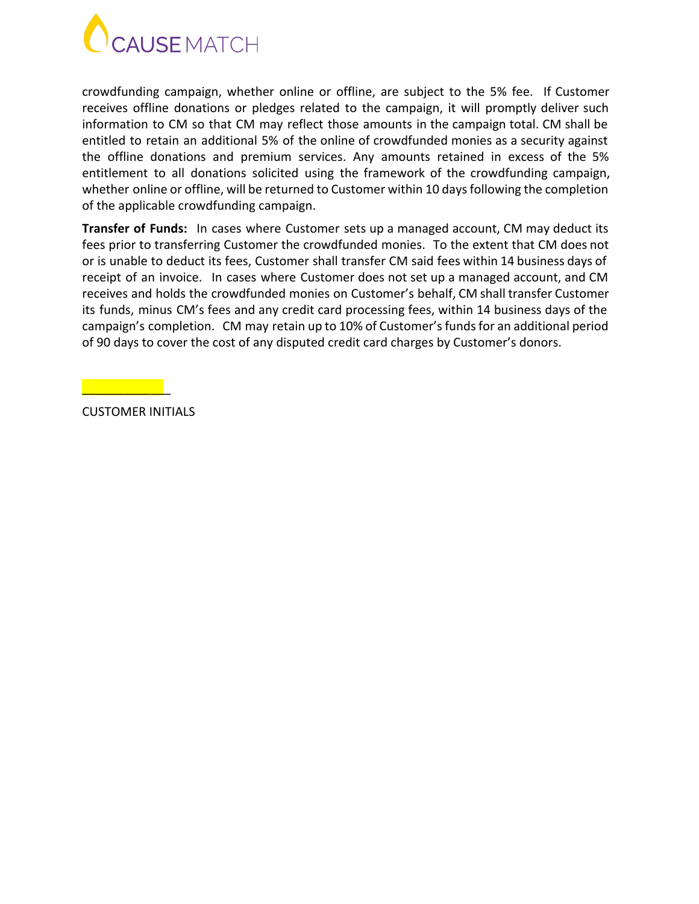crowdfunding campaign, whether online or offline, are subject to the 5% fee. If Customer receives offline donations or pledges related to the campaign, it will promptly deliver such information to CM so that CM may reflect those amounts in the campaign total. CM shall be entitled to retain an additional 5% of the online of crowdfunded monies as a security against the offline donations and premium services. Any amounts retained in excess of the 5% entitlement to all donations solicited using the framework of the crowdfunding campaign, whether online or offline, will be returned to Customer within 10 days following the completion of the applicable crowdfunding campaign.

**Transfer of Funds:** In cases where Customer sets up a managed account, CM may deduct its fees prior to transferring Customer the crowdfunded monies. To the extent that CM does not or is unable to deduct its fees, Customer shall transfer CM said fees within 14 business days of receipt of an invoice. In cases where Customer does not set up a managed account, and CM receives and holds the crowdfunded monies on Customer's behalf, CM shall transfer Customer its funds, minus CM's fees and any credit card processing fees, within 14 business days of the campaign's completion. CM may retain up to 10% of Customer's funds for an additional period of 90 days to cover the cost of any disputed credit card charges by Customer's donors.

_____________

CUSTOMER INITIALS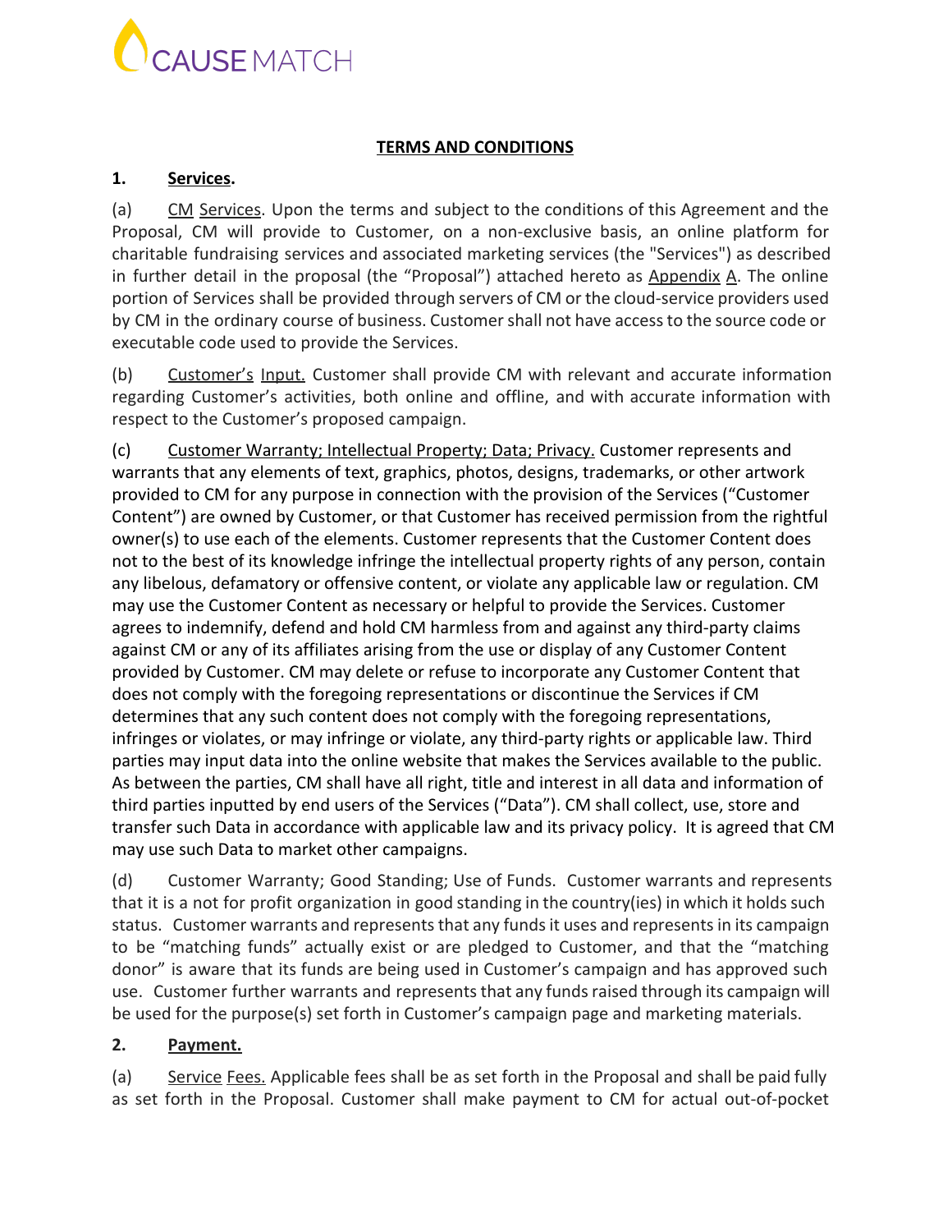# TERMS AND CONDITIONS

**1. Services.**

(a) CM Services. Upon the terms and subject to the conditions of this Agreement and the Proposal, CM will provide to Customer, on a non-exclusive basis, an online platform for charitable fundraising services and associated marketing services (the "Services") as described in further detail in the proposal (the "Proposal") attached hereto as Appendix A. The online portion of Services shall be provided through servers of CM or the cloud-service providers used by CM in the ordinary course of business. Customer shall not have access to the source code or executable code used to provide the Services.

(b) Customer's Input. Customer shall provide CM with relevant and accurate information regarding Customer's activities, both online and offline, and with accurate information with respect to the Customer's proposed campaign.

(c) Customer Warranty; Intellectual Property; Data; Privacy. Customer represents and warrants that any elements of text, graphics, photos, designs, trademarks, or other artwork provided to CM for any purpose in connection with the provision of the Services ("Customer Content") are owned by Customer, or that Customer has received permission from the rightful owner(s) to use each of the elements. Customer represents that the Customer Content does not to the best of its knowledge infringe the intellectual property rights of any person, contain any libelous, defamatory or offensive content, or violate any applicable law or regulation. CM may use the Customer Content as necessary or helpful to provide the Services. Customer agrees to indemnify, defend and hold CM harmless from and against any third-party claims against CM or any of its affiliates arising from the use or display of any Customer Content provided by Customer. CM may delete or refuse to incorporate any Customer Content that does not comply with the foregoing representations or discontinue the Services if CM determines that any such content does not comply with the foregoing representations, infringes or violates, or may infringe or violate, any third-party rights or applicable law. Third parties may input data into the online website that makes the Services available to the public. As between the parties, CM shall have all right, title and interest in all data and information of third parties inputted by end users of the Services ("Data"). CM shall collect, use, store and transfer such Data in accordance with applicable law and its privacy policy. It is agreed that CM may use such Data to market other campaigns.

(d) Customer Warranty; Good Standing; Use of Funds. Customer warrants and represents that it is a not for profit organization in good standing in the country(ies) in which it holds such status. Customer warrants and represents that any funds it uses and represents in its campaign to be "matching funds" actually exist or are pledged to Customer, and that the "matching donor" is aware that its funds are being used in Customer's campaign and has approved such use. Customer further warrants and represents that any funds raised through its campaign will be used for the purpose(s) set forth in Customer's campaign page and marketing materials.

**2. Payment.**

(a) Service Fees. Applicable fees shall be as set forth in the Proposal and shall be paid fully as set forth in the Proposal. Customer shall make payment to CM for actual out-of-pocket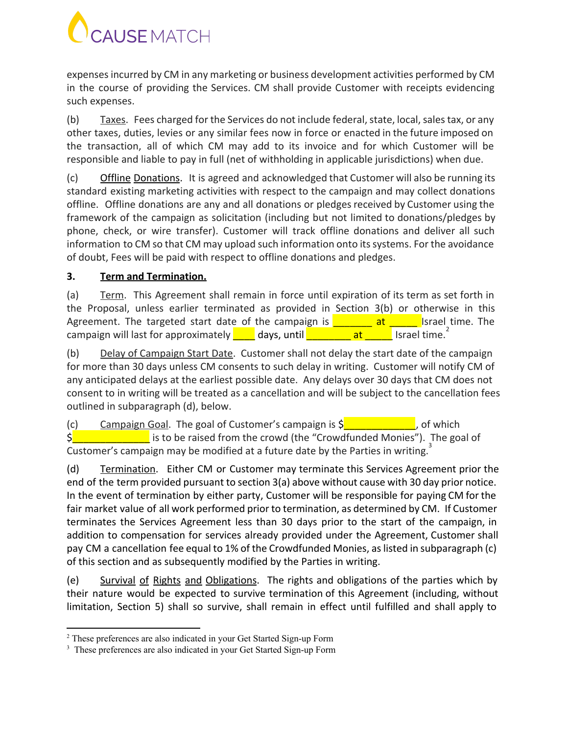expenses incurred by CM in any marketing or business development activities performed by CM in the course of providing the Services. CM shall provide Customer with receipts evidencing such expenses.

(b) Taxes. Fees charged for the Services do not include federal, state, local, sales tax, or any other taxes, duties, levies or any similar fees now in force or enacted in the future imposed on the transaction, all of which CM may add to its invoice and for which Customer will be responsible and liable to pay in full (net of withholding in applicable jurisdictions) when due.

(c) Offline Donations. It is agreed and acknowledged that Customer will also be running its standard existing marketing activities with respect to the campaign and may collect donations offline. Offline donations are any and all donations or pledges received by Customer using the framework of the campaign as solicitation (including but not limited to donations/pledges by phone, check, or wire transfer). Customer will track offline donations and deliver all such information to CM so that CM may upload such information onto its systems. For the avoidance of doubt, Fees will be paid with respect to offline donations and pledges.

**3. Term and Termination.**

(a) Term. This Agreement shall remain in force until expiration of its term as set forth in the Proposal, unless earlier terminated as provided in Section 3(b) or otherwise in this Agreement. The targeted start date of the campaign is _______ at _____ Israel time. The campaign will last for approximately ____ days, until ________ at _____ Israel time.[2]

(b) Delay of Campaign Start Date. Customer shall not delay the start date of the campaign for more than 30 days unless CM consents to such delay in writing. Customer will notify CM of any anticipated delays at the earliest possible date. Any delays over 30 days that CM does not consent to in writing will be treated as a cancellation and will be subject to the cancellation fees outlined in subparagraph (d), below.

(c) Campaign Goal. The goal of Customer's campaign is $____________, of which $______________ is to be raised from the crowd (the "Crowdfunded Monies"). The goal of Customer's campaign may be modified at a future date by the Parties in writing.[3]

(d) Termination. Either CM or Customer may terminate this Services Agreement prior the end of the term provided pursuant to section 3(a) above without cause with 30 day prior notice. In the event of termination by either party, Customer will be responsible for paying CM for the fair market value of all work performed prior to termination, as determined by CM. If Customer terminates the Services Agreement less than 30 days prior to the start of the campaign, in addition to compensation for services already provided under the Agreement, Customer shall pay CM a cancellation fee equal to 1% of the Crowdfunded Monies, as listed in subparagraph (c) of this section and as subsequently modified by the Parties in writing.

(e) Survival of Rights and Obligations. The rights and obligations of the parties which by their nature would be expected to survive termination of this Agreement (including, without limitation, Section 5) shall so survive, shall remain in effect until fulfilled and shall apply to

---

[2] These preferences are also indicated in your Get Started Sign-up Form

[3] These preferences are also indicated in your Get Started Sign-up Form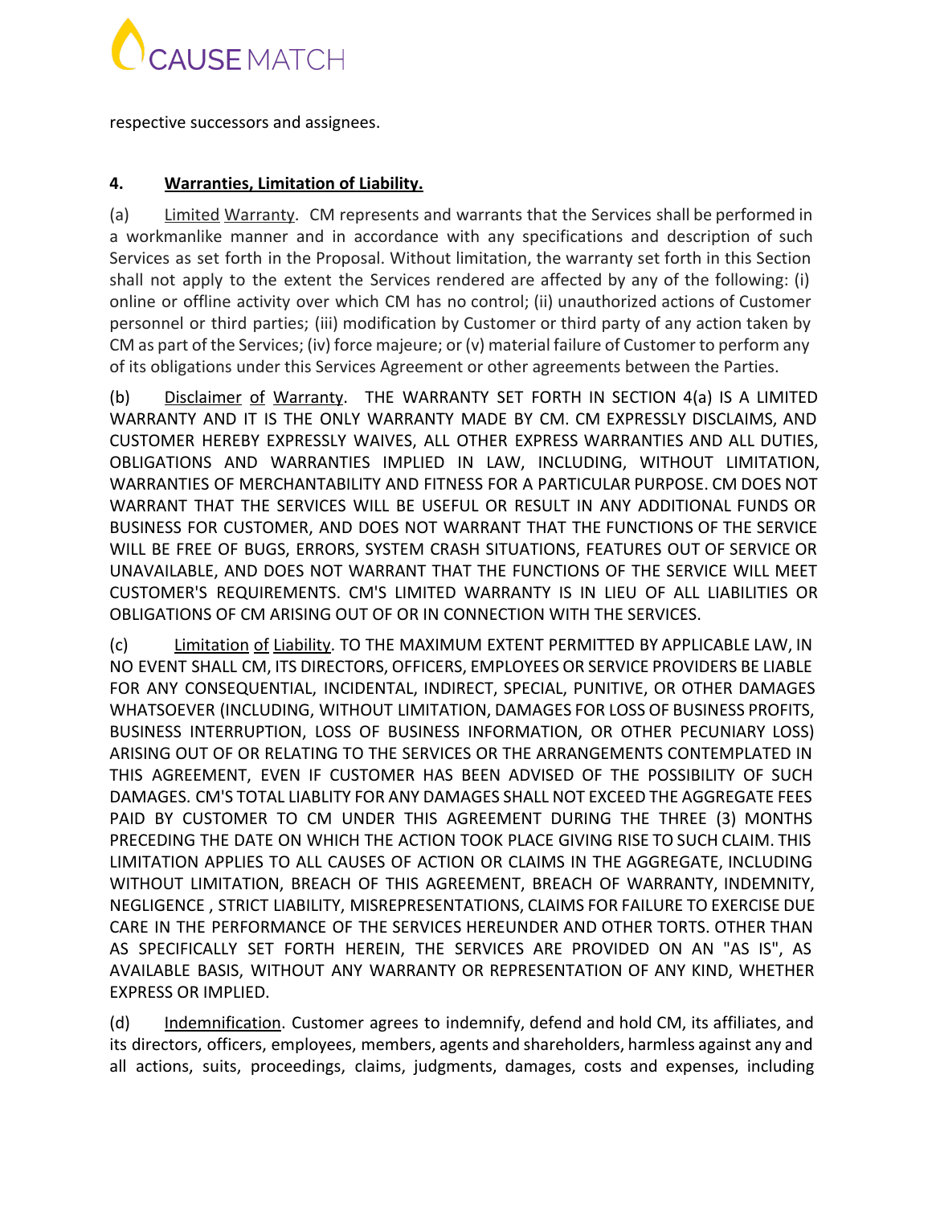respective successors and assignees.

**4. Warranties, Limitation of Liability.**

(a) Limited Warranty. CM represents and warrants that the Services shall be performed in a workmanlike manner and in accordance with any specifications and description of such Services as set forth in the Proposal. Without limitation, the warranty set forth in this Section shall not apply to the extent the Services rendered are affected by any of the following: (i) online or offline activity over which CM has no control; (ii) unauthorized actions of Customer personnel or third parties; (iii) modification by Customer or third party of any action taken by CM as part of the Services; (iv) force majeure; or (v) material failure of Customer to perform any of its obligations under this Services Agreement or other agreements between the Parties.

(b) Disclaimer of Warranty. THE WARRANTY SET FORTH IN SECTION 4(a) IS A LIMITED WARRANTY AND IT IS THE ONLY WARRANTY MADE BY CM. CM EXPRESSLY DISCLAIMS, AND CUSTOMER HEREBY EXPRESSLY WAIVES, ALL OTHER EXPRESS WARRANTIES AND ALL DUTIES, OBLIGATIONS AND WARRANTIES IMPLIED IN LAW, INCLUDING, WITHOUT LIMITATION, WARRANTIES OF MERCHANTABILITY AND FITNESS FOR A PARTICULAR PURPOSE. CM DOES NOT WARRANT THAT THE SERVICES WILL BE USEFUL OR RESULT IN ANY ADDITIONAL FUNDS OR BUSINESS FOR CUSTOMER, AND DOES NOT WARRANT THAT THE FUNCTIONS OF THE SERVICE WILL BE FREE OF BUGS, ERRORS, SYSTEM CRASH SITUATIONS, FEATURES OUT OF SERVICE OR UNAVAILABLE, AND DOES NOT WARRANT THAT THE FUNCTIONS OF THE SERVICE WILL MEET CUSTOMER'S REQUIREMENTS. CM'S LIMITED WARRANTY IS IN LIEU OF ALL LIABILITIES OR OBLIGATIONS OF CM ARISING OUT OF OR IN CONNECTION WITH THE SERVICES.

(c) Limitation of Liability. TO THE MAXIMUM EXTENT PERMITTED BY APPLICABLE LAW, IN NO EVENT SHALL CM, ITS DIRECTORS, OFFICERS, EMPLOYEES OR SERVICE PROVIDERS BE LIABLE FOR ANY CONSEQUENTIAL, INCIDENTAL, INDIRECT, SPECIAL, PUNITIVE, OR OTHER DAMAGES WHATSOEVER (INCLUDING, WITHOUT LIMITATION, DAMAGES FOR LOSS OF BUSINESS PROFITS, BUSINESS INTERRUPTION, LOSS OF BUSINESS INFORMATION, OR OTHER PECUNIARY LOSS) ARISING OUT OF OR RELATING TO THE SERVICES OR THE ARRANGEMENTS CONTEMPLATED IN THIS AGREEMENT, EVEN IF CUSTOMER HAS BEEN ADVISED OF THE POSSIBILITY OF SUCH DAMAGES. CM'S TOTAL LIABLITY FOR ANY DAMAGES SHALL NOT EXCEED THE AGGREGATE FEES PAID BY CUSTOMER TO CM UNDER THIS AGREEMENT DURING THE THREE (3) MONTHS PRECEDING THE DATE ON WHICH THE ACTION TOOK PLACE GIVING RISE TO SUCH CLAIM. THIS LIMITATION APPLIES TO ALL CAUSES OF ACTION OR CLAIMS IN THE AGGREGATE, INCLUDING WITHOUT LIMITATION, BREACH OF THIS AGREEMENT, BREACH OF WARRANTY, INDEMNITY, NEGLIGENCE , STRICT LIABILITY, MISREPRESENTATIONS, CLAIMS FOR FAILURE TO EXERCISE DUE CARE IN THE PERFORMANCE OF THE SERVICES HEREUNDER AND OTHER TORTS. OTHER THAN AS SPECIFICALLY SET FORTH HEREIN, THE SERVICES ARE PROVIDED ON AN "AS IS", AS AVAILABLE BASIS, WITHOUT ANY WARRANTY OR REPRESENTATION OF ANY KIND, WHETHER EXPRESS OR IMPLIED.

(d) Indemnification. Customer agrees to indemnify, defend and hold CM, its affiliates, and its directors, officers, employees, members, agents and shareholders, harmless against any and all actions, suits, proceedings, claims, judgments, damages, costs and expenses, including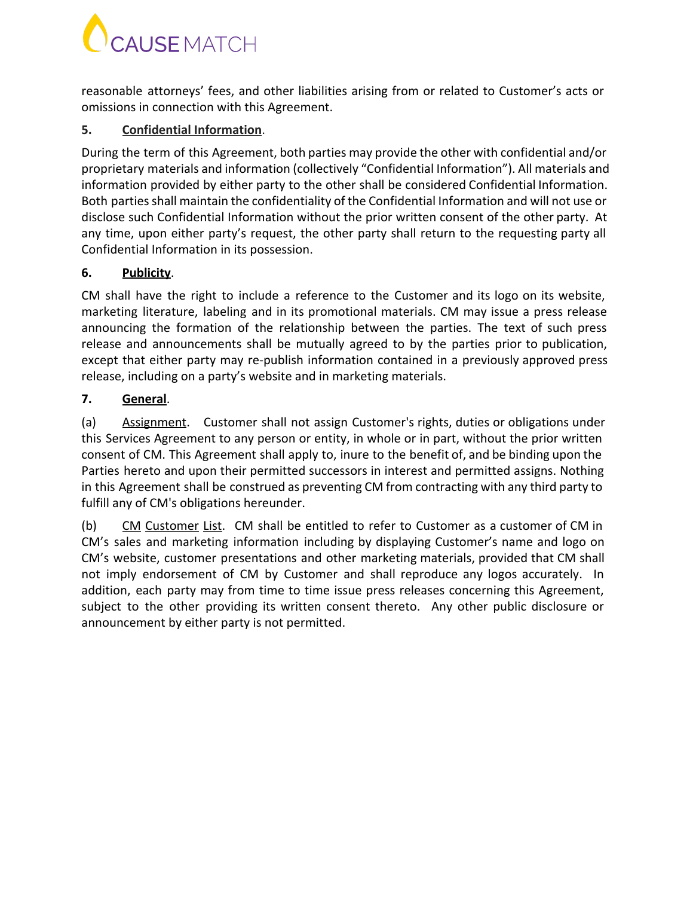reasonable attorneys' fees, and other liabilities arising from or related to Customer's acts or omissions in connection with this Agreement.

**5. Confidential Information**.

During the term of this Agreement, both parties may provide the other with confidential and/or proprietary materials and information (collectively "Confidential Information"). All materials and information provided by either party to the other shall be considered Confidential Information. Both parties shall maintain the confidentiality of the Confidential Information and will not use or disclose such Confidential Information without the prior written consent of the other party. At any time, upon either party's request, the other party shall return to the requesting party all Confidential Information in its possession.

**6. Publicity**.

CM shall have the right to include a reference to the Customer and its logo on its website, marketing literature, labeling and in its promotional materials. CM may issue a press release announcing the formation of the relationship between the parties. The text of such press release and announcements shall be mutually agreed to by the parties prior to publication, except that either party may re-publish information contained in a previously approved press release, including on a party's website and in marketing materials.

**7. General**.

(a) Assignment. Customer shall not assign Customer's rights, duties or obligations under this Services Agreement to any person or entity, in whole or in part, without the prior written consent of CM. This Agreement shall apply to, inure to the benefit of, and be binding upon the Parties hereto and upon their permitted successors in interest and permitted assigns. Nothing in this Agreement shall be construed as preventing CM from contracting with any third party to fulfill any of CM's obligations hereunder.

(b) CM Customer List. CM shall be entitled to refer to Customer as a customer of CM in CM's sales and marketing information including by displaying Customer's name and logo on CM's website, customer presentations and other marketing materials, provided that CM shall not imply endorsement of CM by Customer and shall reproduce any logos accurately. In addition, each party may from time to time issue press releases concerning this Agreement, subject to the other providing its written consent thereto. Any other public disclosure or announcement by either party is not permitted.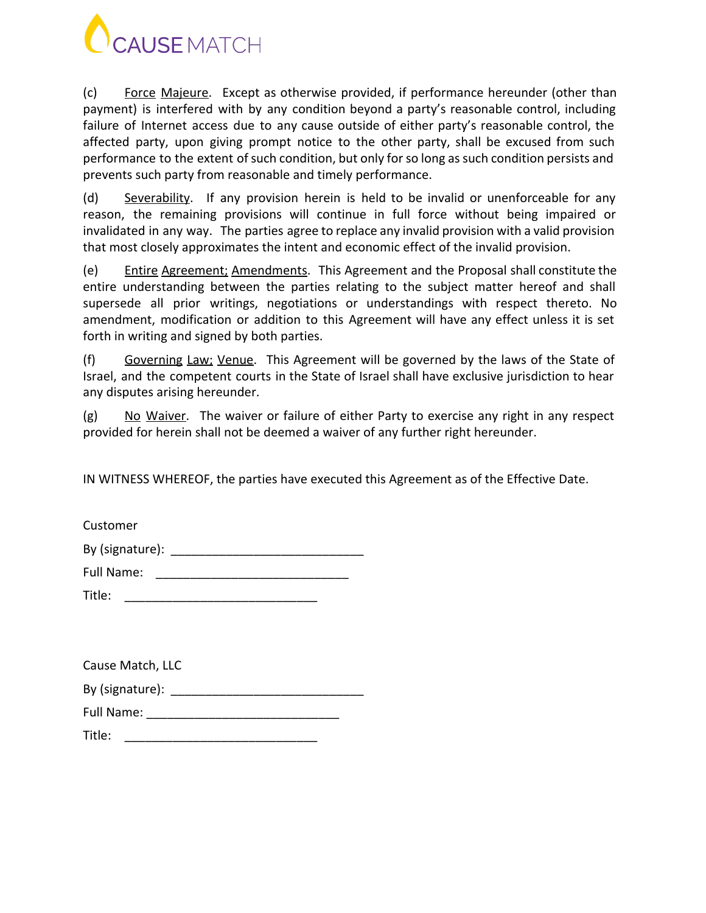(c) Force Majeure. Except as otherwise provided, if performance hereunder (other than payment) is interfered with by any condition beyond a party's reasonable control, including failure of Internet access due to any cause outside of either party's reasonable control, the affected party, upon giving prompt notice to the other party, shall be excused from such performance to the extent of such condition, but only for so long as such condition persists and prevents such party from reasonable and timely performance.

(d) Severability. If any provision herein is held to be invalid or unenforceable for any reason, the remaining provisions will continue in full force without being impaired or invalidated in any way. The parties agree to replace any invalid provision with a valid provision that most closely approximates the intent and economic effect of the invalid provision.

(e) Entire Agreement; Amendments. This Agreement and the Proposal shall constitute the entire understanding between the parties relating to the subject matter hereof and shall supersede all prior writings, negotiations or understandings with respect thereto. No amendment, modification or addition to this Agreement will have any effect unless it is set forth in writing and signed by both parties.

(f) Governing Law; Venue. This Agreement will be governed by the laws of the State of Israel, and the competent courts in the State of Israel shall have exclusive jurisdiction to hear any disputes arising hereunder.

(g) No Waiver. The waiver or failure of either Party to exercise any right in any respect provided for herein shall not be deemed a waiver of any further right hereunder.

IN WITNESS WHEREOF, the parties have executed this Agreement as of the Effective Date.

Customer

By (signature): ____________________________

Full Name: ____________________________

Title: ____________________________

Cause Match, LLC

By (signature): ____________________________

Full Name: ____________________________

Title: ____________________________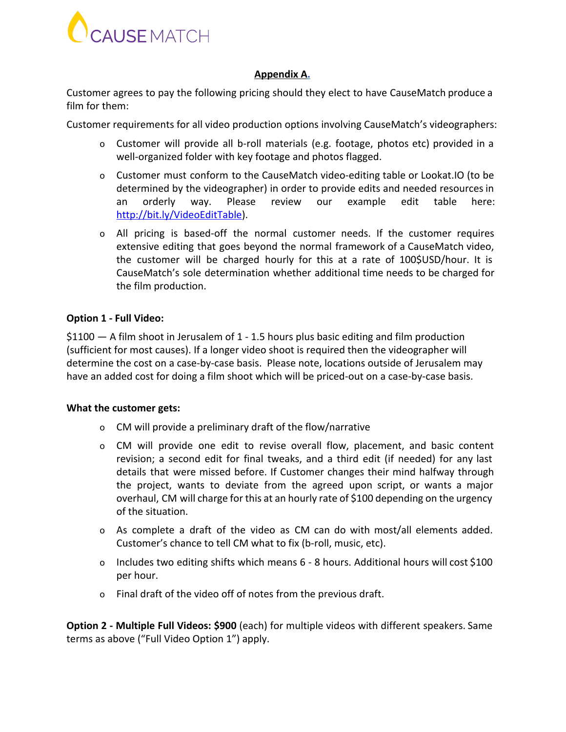## Appendix A.

Customer agrees to pay the following pricing should they elect to have CauseMatch produce a film for them:

Customer requirements for all video production options involving CauseMatch's videographers:

- Customer will provide all b-roll materials (e.g. footage, photos etc) provided in a well-organized folder with key footage and photos flagged.
- Customer must conform to the CauseMatch video-editing table or Lookat.IO (to be determined by the videographer) in order to provide edits and needed resources in an orderly way. Please review our example edit table here: http://bit.ly/VideoEditTable).
- All pricing is based-off the normal customer needs. If the customer requires extensive editing that goes beyond the normal framework of a CauseMatch video, the customer will be charged hourly for this at a rate of 100$USD/hour. It is CauseMatch's sole determination whether additional time needs to be charged for the film production.

**Option 1 - Full Video:**

$1100 — A film shoot in Jerusalem of 1 - 1.5 hours plus basic editing and film production (sufficient for most causes). If a longer video shoot is required then the videographer will determine the cost on a case-by-case basis. Please note, locations outside of Jerusalem may have an added cost for doing a film shoot which will be priced-out on a case-by-case basis.

**What the customer gets:**

- CM will provide a preliminary draft of the flow/narrative
- CM will provide one edit to revise overall flow, placement, and basic content revision; a second edit for final tweaks, and a third edit (if needed) for any last details that were missed before. If Customer changes their mind halfway through the project, wants to deviate from the agreed upon script, or wants a major overhaul, CM will charge for this at an hourly rate of $100 depending on the urgency of the situation.
- As complete a draft of the video as CM can do with most/all elements added. Customer's chance to tell CM what to fix (b-roll, music, etc).
- Includes two editing shifts which means 6 - 8 hours. Additional hours will cost $100 per hour.
- Final draft of the video off of notes from the previous draft.

**Option 2 - Multiple Full Videos: $900** (each) for multiple videos with different speakers. Same terms as above ("Full Video Option 1") apply.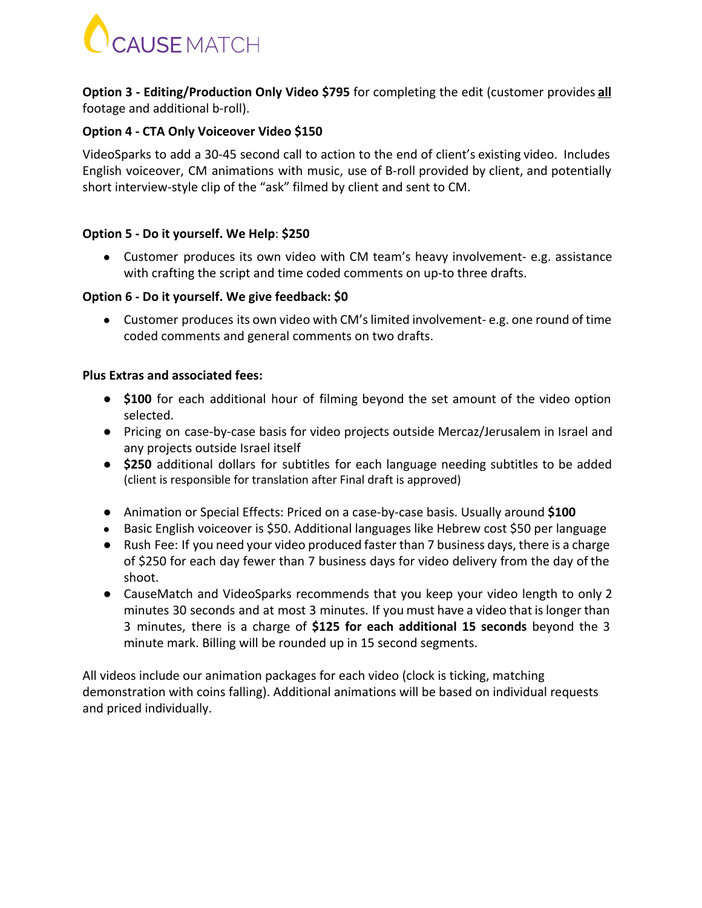**Option 3 - Editing/Production Only Video $795** for completing the edit (customer provides **all** footage and additional b-roll).

**Option 4 - CTA Only Voiceover Video $150**

VideoSparks to add a 30-45 second call to action to the end of client's existing video. Includes English voiceover, CM animations with music, use of B-roll provided by client, and potentially short interview-style clip of the "ask" filmed by client and sent to CM.

**Option 5 - Do it yourself. We Help**: **$250**

- Customer produces its own video with CM team's heavy involvement- e.g. assistance with crafting the script and time coded comments on up-to three drafts.

**Option 6 - Do it yourself. We give feedback: $0**

- Customer produces its own video with CM's limited involvement- e.g. one round of time coded comments and general comments on two drafts.

**Plus Extras and associated fees:**

- **$100** for each additional hour of filming beyond the set amount of the video option selected.
- Pricing on case-by-case basis for video projects outside Mercaz/Jerusalem in Israel and any projects outside Israel itself
- **$250** additional dollars for subtitles for each language needing subtitles to be added (client is responsible for translation after Final draft is approved)
- Animation or Special Effects: Priced on a case-by-case basis. Usually around **$100**
- Basic English voiceover is $50. Additional languages like Hebrew cost $50 per language
- Rush Fee: If you need your video produced faster than 7 business days, there is a charge of $250 for each day fewer than 7 business days for video delivery from the day of the shoot.
- CauseMatch and VideoSparks recommends that you keep your video length to only 2 minutes 30 seconds and at most 3 minutes. If you must have a video that is longer than 3 minutes, there is a charge of **$125 for each additional 15 seconds** beyond the 3 minute mark. Billing will be rounded up in 15 second segments.

All videos include our animation packages for each video (clock is ticking, matching demonstration with coins falling). Additional animations will be based on individual requests and priced individually.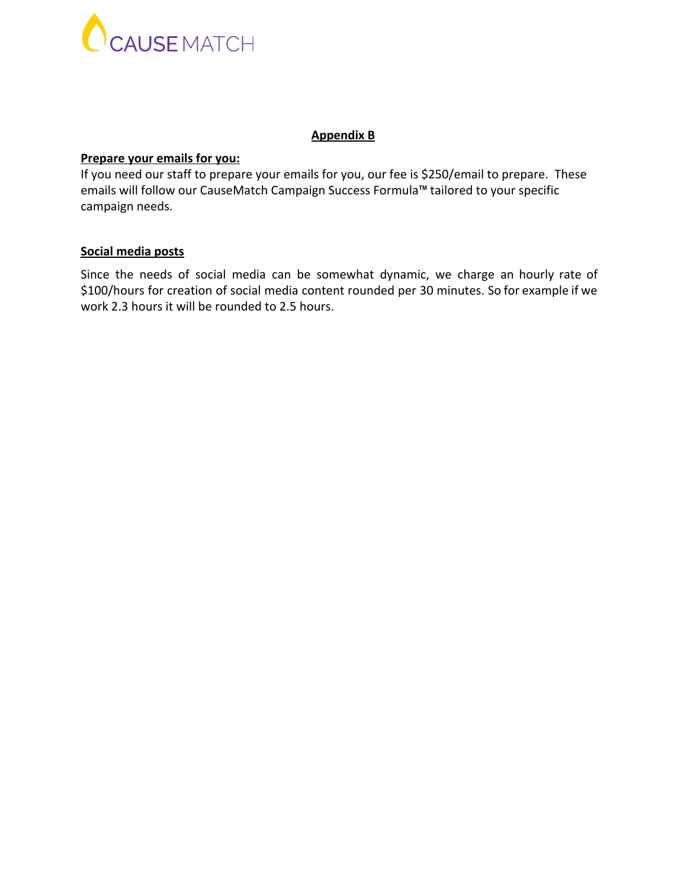## Appendix B

**Prepare your emails for you:**

If you need our staff to prepare your emails for you, our fee is $250/email to prepare. These emails will follow our CauseMatch Campaign Success Formula™ tailored to your specific campaign needs.

**Social media posts**

Since the needs of social media can be somewhat dynamic, we charge an hourly rate of $100/hours for creation of social media content rounded per 30 minutes. So for example if we work 2.3 hours it will be rounded to 2.5 hours.